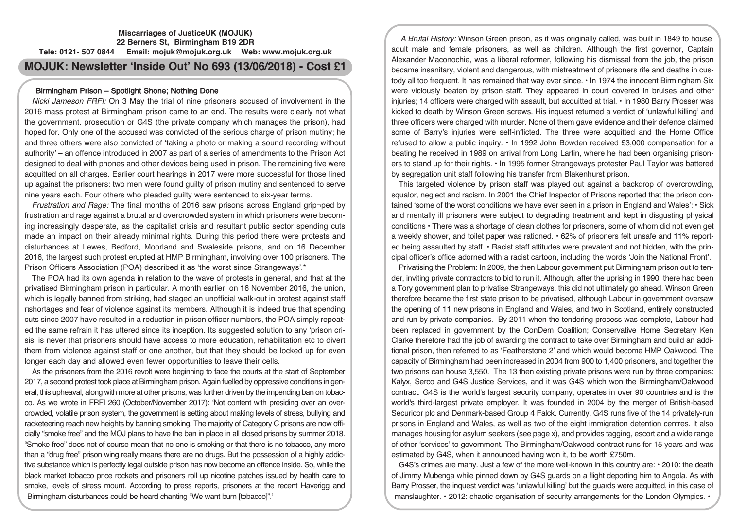**Miscarriages of JusticeUK (MOJUK)**
**22 Berners St, Birmingham B19 2DR**
**Tele: 0121- 507 0844 Email: mojuk@mojuk.org.uk Web: www.mojuk.org.uk**

# MOJUK: Newsletter 'Inside Out' No 693 (13/06/2018) - Cost £1

## Birmingham Prison – Spotlight Shone; Nothing Done

*Nicki Jameson FRFI:* On 3 May the trial of nine prisoners accused of involvement in the 2016 mass protest at Birmingham prison came to an end. The results were clearly not what the government, prosecution or G4S (the private company which manages the prison), had hoped for. Only one of the accused was convicted of the serious charge of prison mutiny; he and three others were also convicted of 'taking a photo or making a sound recording without authority' – an offence introduced in 2007 as part of a series of amendments to the Prison Act designed to deal with phones and other devices being used in prison. The remaining five were acquitted on all charges. Earlier court hearings in 2017 were more successful for those lined up against the prisoners: two men were found guilty of prison mutiny and sentenced to serve nine years each. Four others who pleaded guilty were sentenced to six-year terms.

*Frustration and Rage:* The final months of 2016 saw prisons across England grip¬ped by frustration and rage against a brutal and overcrowded system in which prisoners were becoming increasingly desperate, as the capitalist crisis and resultant public sector spending cuts made an impact on their already minimal rights. During this period there were protests and disturbances at Lewes, Bedford, Moorland and Swaleside prisons, and on 16 December 2016, the largest such protest erupted at HMP Birmingham, involving over 100 prisoners. The Prison Officers Association (POA) described it as 'the worst since Strangeways'.*

The POA had its own agenda in relation to the wave of protests in general, and that at the privatised Birmingham prison in particular. A month earlier, on 16 November 2016, the union, which is legally banned from striking, had staged an unofficial walk-out in protest against staff πshortages and fear of violence against its members. Although it is indeed true that spending cuts since 2007 have resulted in a reduction in prison officer numbers, the POA simply repeated the same refrain it has uttered since its inception. Its suggested solution to any 'prison crisis' is never that prisoners should have access to more education, rehabilitation etc to divert them from violence against staff or one another, but that they should be locked up for even longer each day and allowed even fewer opportunities to leave their cells.

As the prisoners from the 2016 revolt were beginning to face the courts at the start of September 2017, a second protest took place at Birmingham prison. Again fuelled by oppressive conditions in general, this upheaval, along with more at other prisons, was further driven by the impending ban on tobacco. As we wrote in FRFI 260 (October/November 2017): 'Not content with presiding over an overcrowded, volatile prison system, the government is setting about making levels of stress, bullying and racketeering reach new heights by banning smoking. The majority of Category C prisons are now officially "smoke free" and the MOJ plans to have the ban in place in all closed prisons by summer 2018. "Smoke free" does not of course mean that no one is smoking or that there is no tobacco, any more than a "drug free" prison wing really means there are no drugs. But the possession of a highly addictive substance which is perfectly legal outside prison has now become an offence inside. So, while the black market tobacco price rockets and prisoners roll up nicotine patches issued by health care to smoke, levels of stress mount. According to press reports, prisoners at the recent Haverigg and Birmingham disturbances could be heard chanting "We want burn [tobacco]".'

*A Brutal History:* Winson Green prison, as it was originally called, was built in 1849 to house adult male and female prisoners, as well as children. Although the first governor, Captain Alexander Maconochie, was a liberal reformer, following his dismissal from the job, the prison became insanitary, violent and dangerous, with mistreatment of prisoners rife and deaths in custody all too frequent. It has remained that way ever since.

- In 1974 the innocent Birmingham Six were viciously beaten by prison staff. They appeared in court covered in bruises and other injuries; 14 officers were charged with assault, but acquitted at trial.
- In 1980 Barry Prosser was kicked to death by Winson Green screws. His inquest returned a verdict of 'unlawful killing' and three officers were charged with murder. None of them gave evidence and their defence claimed some of Barry's injuries were self-inflicted. The three were acquitted and the Home Office refused to allow a public inquiry.
- In 1992 John Bowden received £3,000 compensation for a beating he received in 1989 on arrival from Long Lartin, where he had been organising prisoners to stand up for their rights.
- In 1995 former Strangeways protester Paul Taylor was battered by segregation unit staff following his transfer from Blakenhurst prison.

This targeted violence by prison staff was played out against a backdrop of overcrowding, squalor, neglect and racism. In 2001 the Chief Inspector of Prisons reported that the prison contained 'some of the worst conditions we have ever seen in a prison in England and Wales':

- Sick and mentally ill prisoners were subject to degrading treatment and kept in disgusting physical conditions
- There was a shortage of clean clothes for prisoners, some of whom did not even get a weekly shower, and toilet paper was rationed.
- 62% of prisoners felt unsafe and 11% reported being assaulted by staff.
- Racist staff attitudes were prevalent and not hidden, with the principal officer's office adorned with a racist cartoon, including the words 'Join the National Front'.

Privatising the Problem: In 2009, the then Labour government put Birmingham prison out to tender, inviting private contractors to bid to run it. Although, after the uprising in 1990, there had been a Tory government plan to privatise Strangeways, this did not ultimately go ahead. Winson Green therefore became the first state prison to be privatised, although Labour in government oversaw the opening of 11 new prisons in England and Wales, and two in Scotland, entirely constructed and run by private companies. By 2011 when the tendering process was complete, Labour had been replaced in government by the ConDem Coalition; Conservative Home Secretary Ken Clarke therefore had the job of awarding the contract to take over Birmingham and build an additional prison, then referred to as 'Featherstone 2' and which would become HMP Oakwood. The capacity of Birmingham had been increased in 2004 from 900 to 1,400 prisoners, and together the two prisons can house 3,550. The 13 then existing private prisons were run by three companies: Kalyx, Serco and G4S Justice Services, and it was G4S which won the Birmingham/Oakwood contract. G4S is the world's largest security company, operates in over 90 countries and is the world's third-largest private employer. It was founded in 2004 by the merger of British-based Securicor plc and Denmark-based Group 4 Falck. Currently, G4S runs five of the 14 privately-run prisons in England and Wales, as well as two of the eight immigration detention centres. It also manages housing for asylum seekers (see page x), and provides tagging, escort and a wide range of other 'services' to government. The Birmingham/Oakwood contract runs for 15 years and was estimated by G4S, when it announced having won it, to be worth £750m.

G4S's crimes are many. Just a few of the more well-known in this country are:

- 2010: the death of Jimmy Mubenga while pinned down by G4S guards on a flight deporting him to Angola. As with Barry Prosser, the inquest verdict was 'unlawful killing' but the guards were acquitted, in this case of manslaughter.
- 2012: chaotic organisation of security arrangements for the London Olympics.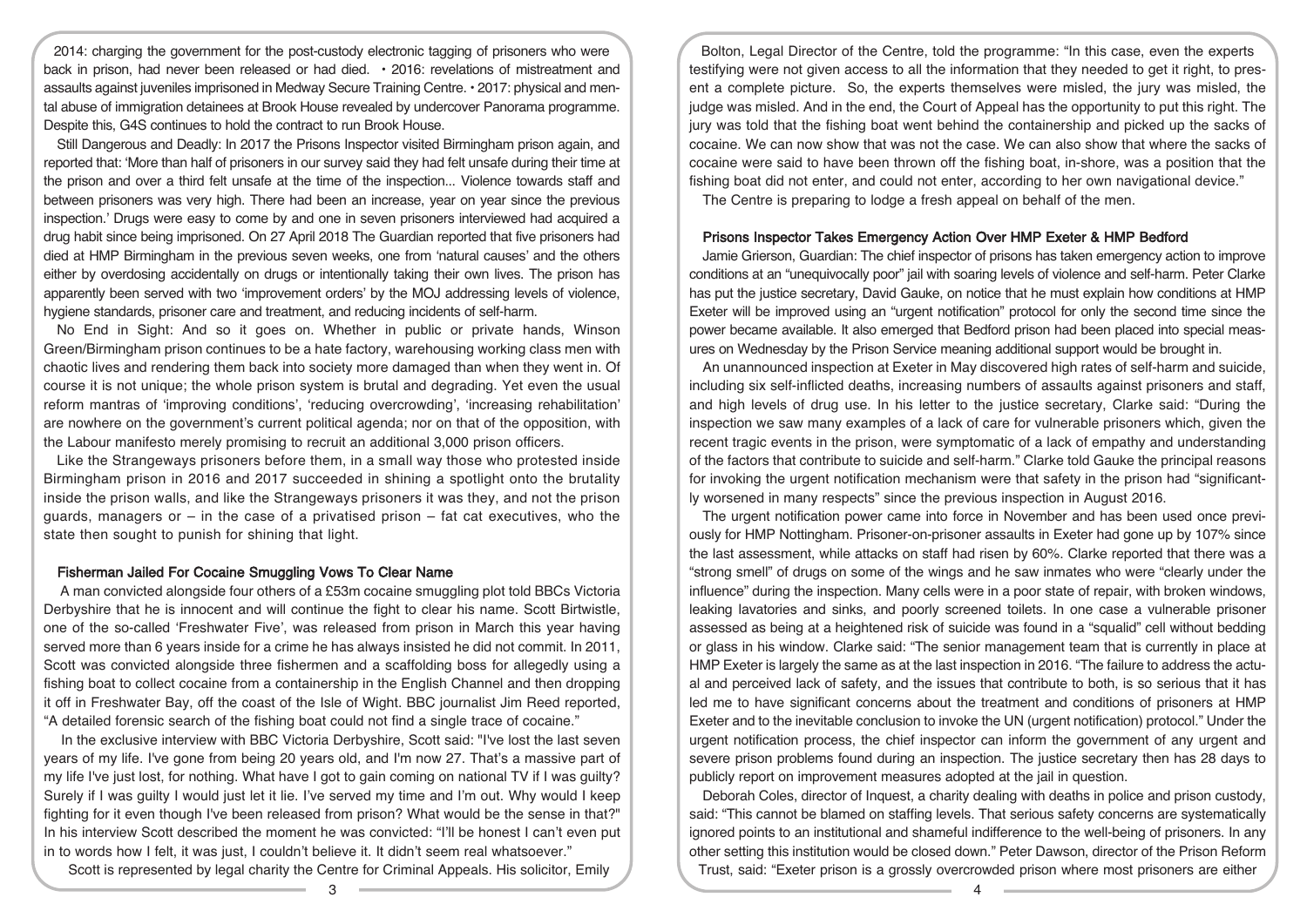2014: charging the government for the post-custody electronic tagging of prisoners who were back in prison, had never been released or had died. • 2016: revelations of mistreatment and assaults against juveniles imprisoned in Medway Secure Training Centre. • 2017: physical and mental abuse of immigration detainees at Brook House revealed by undercover Panorama programme. Despite this, G4S continues to hold the contract to run Brook House.

Still Dangerous and Deadly: In 2017 the Prisons Inspector visited Birmingham prison again, and reported that: 'More than half of prisoners in our survey said they had felt unsafe during their time at the prison and over a third felt unsafe at the time of the inspection... Violence towards staff and between prisoners was very high. There had been an increase, year on year since the previous inspection.' Drugs were easy to come by and one in seven prisoners interviewed had acquired a drug habit since being imprisoned. On 27 April 2018 The Guardian reported that five prisoners had died at HMP Birmingham in the previous seven weeks, one from 'natural causes' and the others either by overdosing accidentally on drugs or intentionally taking their own lives. The prison has apparently been served with two 'improvement orders' by the MOJ addressing levels of violence, hygiene standards, prisoner care and treatment, and reducing incidents of self-harm.

No End in Sight: And so it goes on. Whether in public or private hands, Winson Green/Birmingham prison continues to be a hate factory, warehousing working class men with chaotic lives and rendering them back into society more damaged than when they went in. Of course it is not unique; the whole prison system is brutal and degrading. Yet even the usual reform mantras of 'improving conditions', 'reducing overcrowding', 'increasing rehabilitation' are nowhere on the government's current political agenda; nor on that of the opposition, with the Labour manifesto merely promising to recruit an additional 3,000 prison officers.

Like the Strangeways prisoners before them, in a small way those who protested inside Birmingham prison in 2016 and 2017 succeeded in shining a spotlight onto the brutality inside the prison walls, and like the Strangeways prisoners it was they, and not the prison guards, managers or – in the case of a privatised prison – fat cat executives, who the state then sought to punish for shining that light.

## Fisherman Jailed For Cocaine Smuggling Vows To Clear Name

A man convicted alongside four others of a £53m cocaine smuggling plot told BBCs Victoria Derbyshire that he is innocent and will continue the fight to clear his name. Scott Birtwistle, one of the so-called 'Freshwater Five', was released from prison in March this year having served more than 6 years inside for a crime he has always insisted he did not commit. In 2011, Scott was convicted alongside three fishermen and a scaffolding boss for allegedly using a fishing boat to collect cocaine from a containership in the English Channel and then dropping it off in Freshwater Bay, off the coast of the Isle of Wight. BBC journalist Jim Reed reported, "A detailed forensic search of the fishing boat could not find a single trace of cocaine."

In the exclusive interview with BBC Victoria Derbyshire, Scott said: "I've lost the last seven years of my life. I've gone from being 20 years old, and I'm now 27. That's a massive part of my life I've just lost, for nothing. What have I got to gain coming on national TV if I was guilty? Surely if I was guilty I would just let it lie. I've served my time and I'm out. Why would I keep fighting for it even though I've been released from prison? What would be the sense in that?" In his interview Scott described the moment he was convicted: "I'll be honest I can't even put in to words how I felt, it was just, I couldn't believe it. It didn't seem real whatsoever."

Scott is represented by legal charity the Centre for Criminal Appeals. His solicitor, Emily Bolton, Legal Director of the Centre, told the programme: "In this case, even the experts testifying were not given access to all the information that they needed to get it right, to present a complete picture. So, the experts themselves were misled, the jury was misled, the judge was misled. And in the end, the Court of Appeal has the opportunity to put this right. The jury was told that the fishing boat went behind the containership and picked up the sacks of cocaine. We can now show that was not the case. We can also show that where the sacks of cocaine were said to have been thrown off the fishing boat, in-shore, was a position that the fishing boat did not enter, and could not enter, according to her own navigational device."

The Centre is preparing to lodge a fresh appeal on behalf of the men.

## Prisons Inspector Takes Emergency Action Over HMP Exeter & HMP Bedford

Jamie Grierson, Guardian: The chief inspector of prisons has taken emergency action to improve conditions at an "unequivocally poor" jail with soaring levels of violence and self-harm. Peter Clarke has put the justice secretary, David Gauke, on notice that he must explain how conditions at HMP Exeter will be improved using an "urgent notification" protocol for only the second time since the power became available. It also emerged that Bedford prison had been placed into special measures on Wednesday by the Prison Service meaning additional support would be brought in.

An unannounced inspection at Exeter in May discovered high rates of self-harm and suicide, including six self-inflicted deaths, increasing numbers of assaults against prisoners and staff, and high levels of drug use. In his letter to the justice secretary, Clarke said: "During the inspection we saw many examples of a lack of care for vulnerable prisoners which, given the recent tragic events in the prison, were symptomatic of a lack of empathy and understanding of the factors that contribute to suicide and self-harm." Clarke told Gauke the principal reasons for invoking the urgent notification mechanism were that safety in the prison had "significantly worsened in many respects" since the previous inspection in August 2016.

The urgent notification power came into force in November and has been used once previously for HMP Nottingham. Prisoner-on-prisoner assaults in Exeter had gone up by 107% since the last assessment, while attacks on staff had risen by 60%. Clarke reported that there was a "strong smell" of drugs on some of the wings and he saw inmates who were "clearly under the influence" during the inspection. Many cells were in a poor state of repair, with broken windows, leaking lavatories and sinks, and poorly screened toilets. In one case a vulnerable prisoner assessed as being at a heightened risk of suicide was found in a "squalid" cell without bedding or glass in his window. Clarke said: "The senior management team that is currently in place at HMP Exeter is largely the same as at the last inspection in 2016. "The failure to address the actual and perceived lack of safety, and the issues that contribute to both, is so serious that it has led me to have significant concerns about the treatment and conditions of prisoners at HMP Exeter and to the inevitable conclusion to invoke the UN (urgent notification) protocol." Under the urgent notification process, the chief inspector can inform the government of any urgent and severe prison problems found during an inspection. The justice secretary then has 28 days to publicly report on improvement measures adopted at the jail in question.

Deborah Coles, director of Inquest, a charity dealing with deaths in police and prison custody, said: "This cannot be blamed on staffing levels. That serious safety concerns are systematically ignored points to an institutional and shameful indifference to the well-being of prisoners. In any other setting this institution would be closed down." Peter Dawson, director of the Prison Reform Trust, said: "Exeter prison is a grossly overcrowded prison where most prisoners are either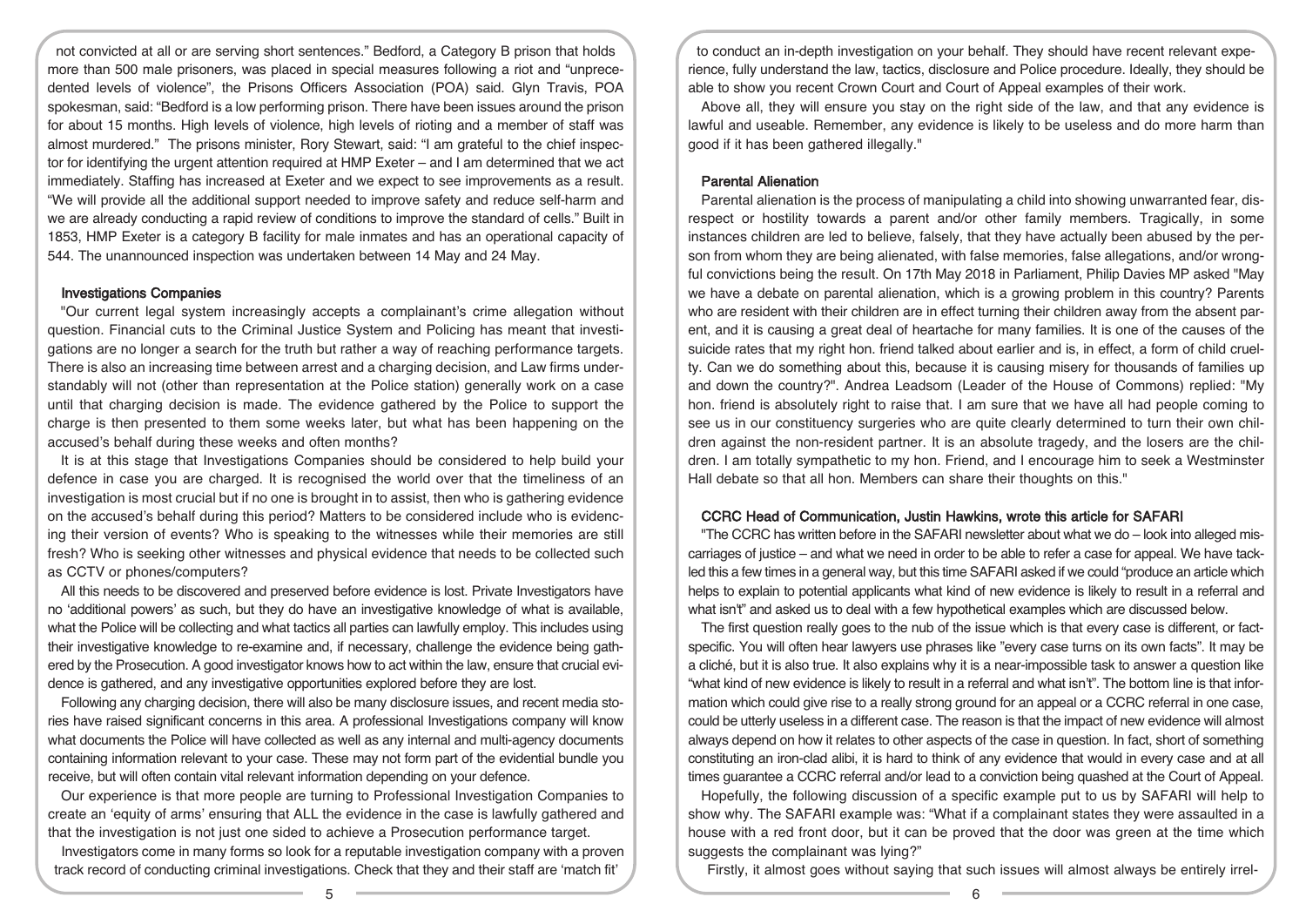not convicted at all or are serving short sentences." Bedford, a Category B prison that holds more than 500 male prisoners, was placed in special measures following a riot and "unprecedented levels of violence", the Prisons Officers Association (POA) said. Glyn Travis, POA spokesman, said: "Bedford is a low performing prison. There have been issues around the prison for about 15 months. High levels of violence, high levels of rioting and a member of staff was almost murdered." The prisons minister, Rory Stewart, said: "I am grateful to the chief inspector for identifying the urgent attention required at HMP Exeter – and I am determined that we act immediately. Staffing has increased at Exeter and we expect to see improvements as a result. "We will provide all the additional support needed to improve safety and reduce self-harm and we are already conducting a rapid review of conditions to improve the standard of cells." Built in 1853, HMP Exeter is a category B facility for male inmates and has an operational capacity of 544. The unannounced inspection was undertaken between 14 May and 24 May.

### Investigations Companies

"Our current legal system increasingly accepts a complainant's crime allegation without question. Financial cuts to the Criminal Justice System and Policing has meant that investigations are no longer a search for the truth but rather a way of reaching performance targets. There is also an increasing time between arrest and a charging decision, and Law firms understandably will not (other than representation at the Police station) generally work on a case until that charging decision is made. The evidence gathered by the Police to support the charge is then presented to them some weeks later, but what has been happening on the accused's behalf during these weeks and often months?

It is at this stage that Investigations Companies should be considered to help build your defence in case you are charged. It is recognised the world over that the timeliness of an investigation is most crucial but if no one is brought in to assist, then who is gathering evidence on the accused's behalf during this period? Matters to be considered include who is evidencing their version of events? Who is speaking to the witnesses while their memories are still fresh? Who is seeking other witnesses and physical evidence that needs to be collected such as CCTV or phones/computers?

All this needs to be discovered and preserved before evidence is lost. Private Investigators have no 'additional powers' as such, but they do have an investigative knowledge of what is available, what the Police will be collecting and what tactics all parties can lawfully employ. This includes using their investigative knowledge to re-examine and, if necessary, challenge the evidence being gathered by the Prosecution. A good investigator knows how to act within the law, ensure that crucial evidence is gathered, and any investigative opportunities explored before they are lost.

Following any charging decision, there will also be many disclosure issues, and recent media stories have raised significant concerns in this area. A professional Investigations company will know what documents the Police will have collected as well as any internal and multi-agency documents containing information relevant to your case. These may not form part of the evidential bundle you receive, but will often contain vital relevant information depending on your defence.

Our experience is that more people are turning to Professional Investigation Companies to create an 'equity of arms' ensuring that ALL the evidence in the case is lawfully gathered and that the investigation is not just one sided to achieve a Prosecution performance target.

Investigators come in many forms so look for a reputable investigation company with a proven track record of conducting criminal investigations. Check that they and their staff are 'match fit' to conduct an in-depth investigation on your behalf. They should have recent relevant experience, fully understand the law, tactics, disclosure and Police procedure. Ideally, they should be able to show you recent Crown Court and Court of Appeal examples of their work.

Above all, they will ensure you stay on the right side of the law, and that any evidence is lawful and useable. Remember, any evidence is likely to be useless and do more harm than good if it has been gathered illegally."

### Parental Alienation

Parental alienation is the process of manipulating a child into showing unwarranted fear, disrespect or hostility towards a parent and/or other family members. Tragically, in some instances children are led to believe, falsely, that they have actually been abused by the person from whom they are being alienated, with false memories, false allegations, and/or wrongful convictions being the result. On 17th May 2018 in Parliament, Philip Davies MP asked "May we have a debate on parental alienation, which is a growing problem in this country? Parents who are resident with their children are in effect turning their children away from the absent parent, and it is causing a great deal of heartache for many families. It is one of the causes of the suicide rates that my right hon. friend talked about earlier and is, in effect, a form of child cruelty. Can we do something about this, because it is causing misery for thousands of families up and down the country?". Andrea Leadsom (Leader of the House of Commons) replied: "My hon. friend is absolutely right to raise that. I am sure that we have all had people coming to see us in our constituency surgeries who are quite clearly determined to turn their own children against the non-resident partner. It is an absolute tragedy, and the losers are the children. I am totally sympathetic to my hon. Friend, and I encourage him to seek a Westminster Hall debate so that all hon. Members can share their thoughts on this."

### CCRC Head of Communication, Justin Hawkins, wrote this article for SAFARI

"The CCRC has written before in the SAFARI newsletter about what we do – look into alleged miscarriages of justice – and what we need in order to be able to refer a case for appeal. We have tackled this a few times in a general way, but this time SAFARI asked if we could "produce an article which helps to explain to potential applicants what kind of new evidence is likely to result in a referral and what isn't" and asked us to deal with a few hypothetical examples which are discussed below.

The first question really goes to the nub of the issue which is that every case is different, or fact-specific. You will often hear lawyers use phrases like "every case turns on its own facts". It may be a cliché, but it is also true. It also explains why it is a near-impossible task to answer a question like "what kind of new evidence is likely to result in a referral and what isn't". The bottom line is that information which could give rise to a really strong ground for an appeal or a CCRC referral in one case, could be utterly useless in a different case. The reason is that the impact of new evidence will almost always depend on how it relates to other aspects of the case in question. In fact, short of something constituting an iron-clad alibi, it is hard to think of any evidence that would in every case and at all times guarantee a CCRC referral and/or lead to a conviction being quashed at the Court of Appeal.

Hopefully, the following discussion of a specific example put to us by SAFARI will help to show why. The SAFARI example was: "What if a complainant states they were assaulted in a house with a red front door, but it can be proved that the door was green at the time which suggests the complainant was lying?"

Firstly, it almost goes without saying that such issues will almost always be entirely irrel-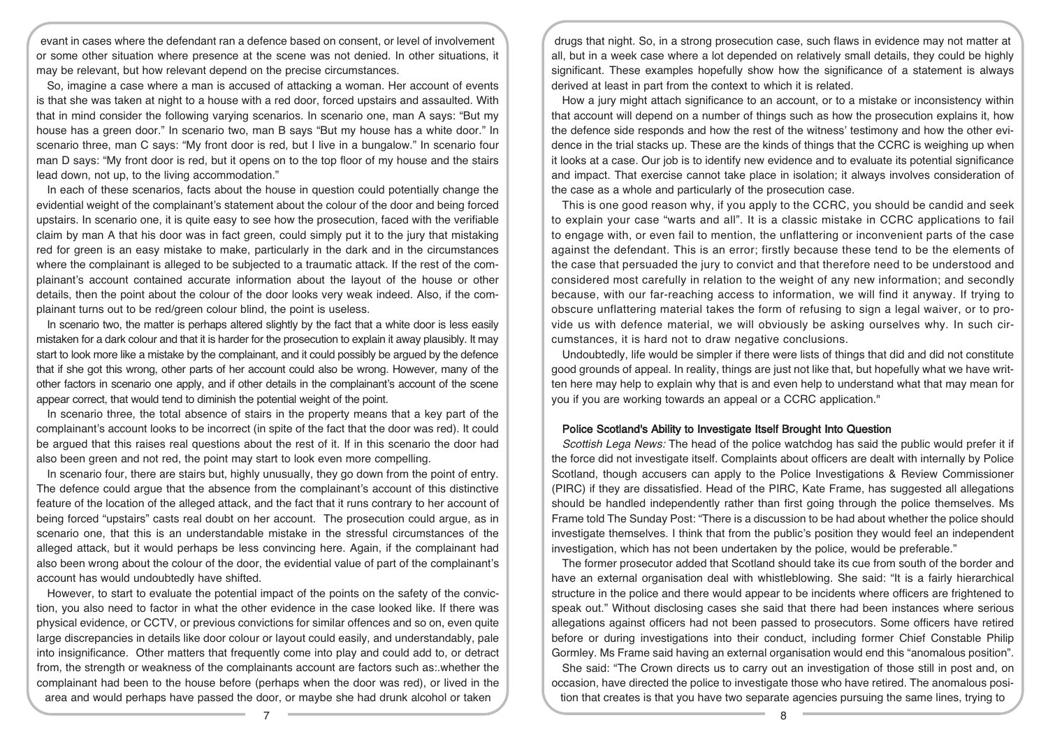evant in cases where the defendant ran a defence based on consent, or level of involvement or some other situation where presence at the scene was not denied. In other situations, it may be relevant, but how relevant depend on the precise circumstances.

So, imagine a case where a man is accused of attacking a woman. Her account of events is that she was taken at night to a house with a red door, forced upstairs and assaulted. With that in mind consider the following varying scenarios. In scenario one, man A says: "But my house has a green door." In scenario two, man B says "But my house has a white door." In scenario three, man C says: "My front door is red, but I live in a bungalow." In scenario four man D says: "My front door is red, but it opens on to the top floor of my house and the stairs lead down, not up, to the living accommodation."

In each of these scenarios, facts about the house in question could potentially change the evidential weight of the complainant's statement about the colour of the door and being forced upstairs. In scenario one, it is quite easy to see how the prosecution, faced with the verifiable claim by man A that his door was in fact green, could simply put it to the jury that mistaking red for green is an easy mistake to make, particularly in the dark and in the circumstances where the complainant is alleged to be subjected to a traumatic attack. If the rest of the complainant's account contained accurate information about the layout of the house or other details, then the point about the colour of the door looks very weak indeed. Also, if the complainant turns out to be red/green colour blind, the point is useless.

In scenario two, the matter is perhaps altered slightly by the fact that a white door is less easily mistaken for a dark colour and that it is harder for the prosecution to explain it away plausibly. It may start to look more like a mistake by the complainant, and it could possibly be argued by the defence that if she got this wrong, other parts of her account could also be wrong. However, many of the other factors in scenario one apply, and if other details in the complainant's account of the scene appear correct, that would tend to diminish the potential weight of the point.

In scenario three, the total absence of stairs in the property means that a key part of the complainant's account looks to be incorrect (in spite of the fact that the door was red). It could be argued that this raises real questions about the rest of it. If in this scenario the door had also been green and not red, the point may start to look even more compelling.

In scenario four, there are stairs but, highly unusually, they go down from the point of entry. The defence could argue that the absence from the complainant's account of this distinctive feature of the location of the alleged attack, and the fact that it runs contrary to her account of being forced "upstairs" casts real doubt on her account. The prosecution could argue, as in scenario one, that this is an understandable mistake in the stressful circumstances of the alleged attack, but it would perhaps be less convincing here. Again, if the complainant had also been wrong about the colour of the door, the evidential value of part of the complainant's account has would undoubtedly have shifted.

However, to start to evaluate the potential impact of the points on the safety of the conviction, you also need to factor in what the other evidence in the case looked like. If there was physical evidence, or CCTV, or previous convictions for similar offences and so on, even quite large discrepancies in details like door colour or layout could easily, and understandably, pale into insignificance. Other matters that frequently come into play and could add to, or detract from, the strength or weakness of the complainants account are factors such as:.whether the complainant had been to the house before (perhaps when the door was red), or lived in the area and would perhaps have passed the door, or maybe she had drunk alcohol or taken drugs that night. So, in a strong prosecution case, such flaws in evidence may not matter at all, but in a week case where a lot depended on relatively small details, they could be highly significant. These examples hopefully show how the significance of a statement is always derived at least in part from the context to which it is related.

How a jury might attach significance to an account, or to a mistake or inconsistency within that account will depend on a number of things such as how the prosecution explains it, how the defence side responds and how the rest of the witness' testimony and how the other evidence in the trial stacks up. These are the kinds of things that the CCRC is weighing up when it looks at a case. Our job is to identify new evidence and to evaluate its potential significance and impact. That exercise cannot take place in isolation; it always involves consideration of the case as a whole and particularly of the prosecution case.

This is one good reason why, if you apply to the CCRC, you should be candid and seek to explain your case "warts and all". It is a classic mistake in CCRC applications to fail to engage with, or even fail to mention, the unflattering or inconvenient parts of the case against the defendant. This is an error; firstly because these tend to be the elements of the case that persuaded the jury to convict and that therefore need to be understood and considered most carefully in relation to the weight of any new information; and secondly because, with our far-reaching access to information, we will find it anyway. If trying to obscure unflattering material takes the form of refusing to sign a legal waiver, or to provide us with defence material, we will obviously be asking ourselves why. In such circumstances, it is hard not to draw negative conclusions.

Undoubtedly, life would be simpler if there were lists of things that did and did not constitute good grounds of appeal. In reality, things are just not like that, but hopefully what we have written here may help to explain why that is and even help to understand what that may mean for you if you are working towards an appeal or a CCRC application."

### Police Scotland's Ability to Investigate Itself Brought Into Question

*Scottish Lega News:* The head of the police watchdog has said the public would prefer it if the force did not investigate itself. Complaints about officers are dealt with internally by Police Scotland, though accusers can apply to the Police Investigations & Review Commissioner (PIRC) if they are dissatisfied. Head of the PIRC, Kate Frame, has suggested all allegations should be handled independently rather than first going through the police themselves. Ms Frame told The Sunday Post: "There is a discussion to be had about whether the police should investigate themselves. I think that from the public's position they would feel an independent investigation, which has not been undertaken by the police, would be preferable."

The former prosecutor added that Scotland should take its cue from south of the border and have an external organisation deal with whistleblowing. She said: "It is a fairly hierarchical structure in the police and there would appear to be incidents where officers are frightened to speak out." Without disclosing cases she said that there had been instances where serious allegations against officers had not been passed to prosecutors. Some officers have retired before or during investigations into their conduct, including former Chief Constable Philip Gormley. Ms Frame said having an external organisation would end this "anomalous position".

She said: "The Crown directs us to carry out an investigation of those still in post and, on occasion, have directed the police to investigate those who have retired. The anomalous position that creates is that you have two separate agencies pursuing the same lines, trying to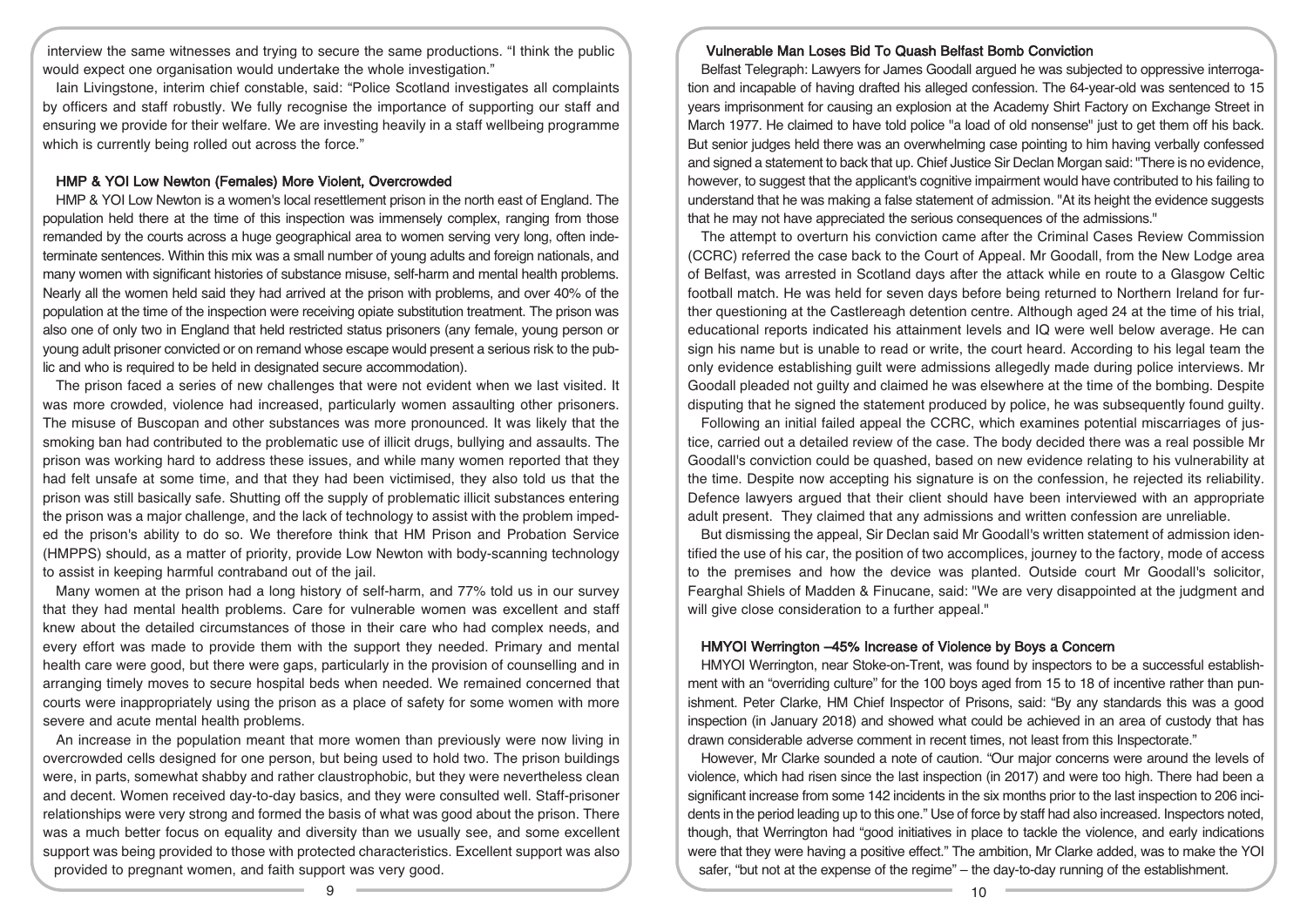interview the same witnesses and trying to secure the same productions. "I think the public would expect one organisation would undertake the whole investigation."

Iain Livingstone, interim chief constable, said: "Police Scotland investigates all complaints by officers and staff robustly. We fully recognise the importance of supporting our staff and ensuring we provide for their welfare. We are investing heavily in a staff wellbeing programme which is currently being rolled out across the force."

### HMP & YOI Low Newton (Females) More Violent, Overcrowded

HMP & YOI Low Newton is a women's local resettlement prison in the north east of England. The population held there at the time of this inspection was immensely complex, ranging from those remanded by the courts across a huge geographical area to women serving very long, often indeterminate sentences. Within this mix was a small number of young adults and foreign nationals, and many women with significant histories of substance misuse, self-harm and mental health problems. Nearly all the women held said they had arrived at the prison with problems, and over 40% of the population at the time of the inspection were receiving opiate substitution treatment. The prison was also one of only two in England that held restricted status prisoners (any female, young person or young adult prisoner convicted or on remand whose escape would present a serious risk to the public and who is required to be held in designated secure accommodation).

The prison faced a series of new challenges that were not evident when we last visited. It was more crowded, violence had increased, particularly women assaulting other prisoners. The misuse of Buscopan and other substances was more pronounced. It was likely that the smoking ban had contributed to the problematic use of illicit drugs, bullying and assaults. The prison was working hard to address these issues, and while many women reported that they had felt unsafe at some time, and that they had been victimised, they also told us that the prison was still basically safe. Shutting off the supply of problematic illicit substances entering the prison was a major challenge, and the lack of technology to assist with the problem impeded the prison's ability to do so. We therefore think that HM Prison and Probation Service (HMPPS) should, as a matter of priority, provide Low Newton with body-scanning technology to assist in keeping harmful contraband out of the jail.

Many women at the prison had a long history of self-harm, and 77% told us in our survey that they had mental health problems. Care for vulnerable women was excellent and staff knew about the detailed circumstances of those in their care who had complex needs, and every effort was made to provide them with the support they needed. Primary and mental health care were good, but there were gaps, particularly in the provision of counselling and in arranging timely moves to secure hospital beds when needed. We remained concerned that courts were inappropriately using the prison as a place of safety for some women with more severe and acute mental health problems.

An increase in the population meant that more women than previously were now living in overcrowded cells designed for one person, but being used to hold two. The prison buildings were, in parts, somewhat shabby and rather claustrophobic, but they were nevertheless clean and decent. Women received day-to-day basics, and they were consulted well. Staff-prisoner relationships were very strong and formed the basis of what was good about the prison. There was a much better focus on equality and diversity than we usually see, and some excellent support was being provided to those with protected characteristics. Excellent support was also provided to pregnant women, and faith support was very good.

### Vulnerable Man Loses Bid To Quash Belfast Bomb Conviction

Belfast Telegraph: Lawyers for James Goodall argued he was subjected to oppressive interrogation and incapable of having drafted his alleged confession. The 64-year-old was sentenced to 15 years imprisonment for causing an explosion at the Academy Shirt Factory on Exchange Street in March 1977. He claimed to have told police "a load of old nonsense" just to get them off his back. But senior judges held there was an overwhelming case pointing to him having verbally confessed and signed a statement to back that up. Chief Justice Sir Declan Morgan said: "There is no evidence, however, to suggest that the applicant's cognitive impairment would have contributed to his failing to understand that he was making a false statement of admission. "At its height the evidence suggests that he may not have appreciated the serious consequences of the admissions."

The attempt to overturn his conviction came after the Criminal Cases Review Commission (CCRC) referred the case back to the Court of Appeal. Mr Goodall, from the New Lodge area of Belfast, was arrested in Scotland days after the attack while en route to a Glasgow Celtic football match. He was held for seven days before being returned to Northern Ireland for further questioning at the Castlereagh detention centre. Although aged 24 at the time of his trial, educational reports indicated his attainment levels and IQ were well below average. He can sign his name but is unable to read or write, the court heard. According to his legal team the only evidence establishing guilt were admissions allegedly made during police interviews. Mr Goodall pleaded not guilty and claimed he was elsewhere at the time of the bombing. Despite disputing that he signed the statement produced by police, he was subsequently found guilty.

Following an initial failed appeal the CCRC, which examines potential miscarriages of justice, carried out a detailed review of the case. The body decided there was a real possible Mr Goodall's conviction could be quashed, based on new evidence relating to his vulnerability at the time. Despite now accepting his signature is on the confession, he rejected its reliability. Defence lawyers argued that their client should have been interviewed with an appropriate adult present. They claimed that any admissions and written confession are unreliable.

But dismissing the appeal, Sir Declan said Mr Goodall's written statement of admission identified the use of his car, the position of two accomplices, journey to the factory, mode of access to the premises and how the device was planted. Outside court Mr Goodall's solicitor, Fearghal Shiels of Madden & Finucane, said: "We are very disappointed at the judgment and will give close consideration to a further appeal."

### HMYOI Werrington –45% Increase of Violence by Boys a Concern

HMYOI Werrington, near Stoke-on-Trent, was found by inspectors to be a successful establishment with an "overriding culture" for the 100 boys aged from 15 to 18 of incentive rather than punishment. Peter Clarke, HM Chief Inspector of Prisons, said: "By any standards this was a good inspection (in January 2018) and showed what could be achieved in an area of custody that has drawn considerable adverse comment in recent times, not least from this Inspectorate."

However, Mr Clarke sounded a note of caution. "Our major concerns were around the levels of violence, which had risen since the last inspection (in 2017) and were too high. There had been a significant increase from some 142 incidents in the six months prior to the last inspection to 206 incidents in the period leading up to this one." Use of force by staff had also increased. Inspectors noted, though, that Werrington had "good initiatives in place to tackle the violence, and early indications were that they were having a positive effect." The ambition, Mr Clarke added, was to make the YOI safer, "but not at the expense of the regime" – the day-to-day running of the establishment.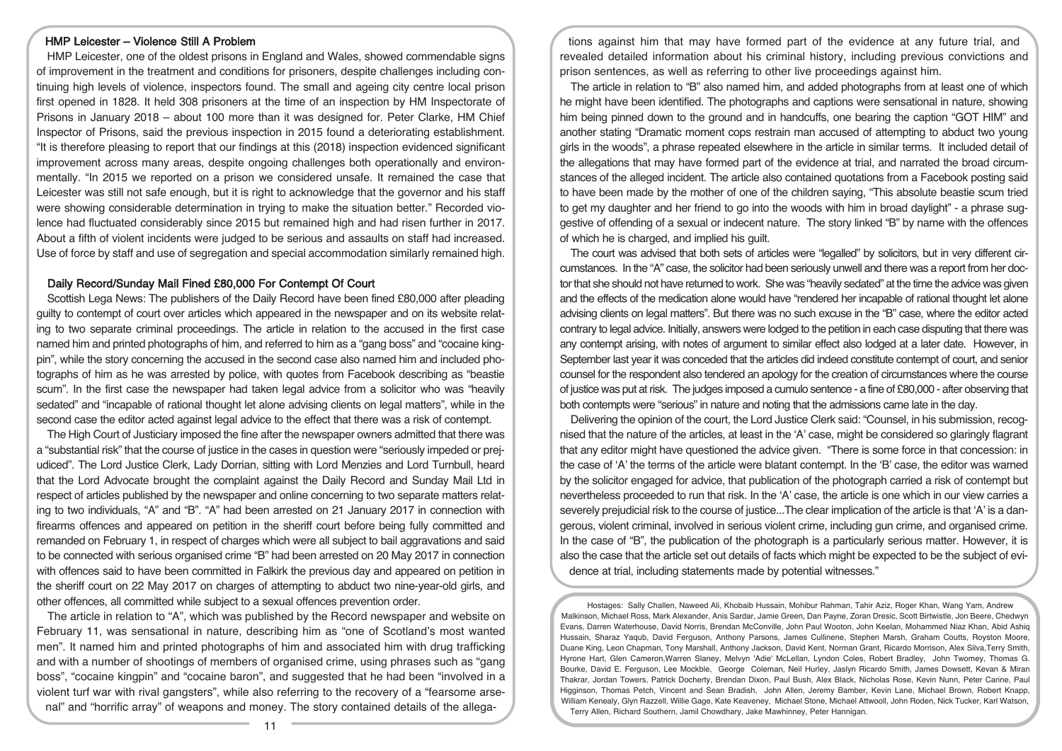## HMP Leicester – Violence Still A Problem

HMP Leicester, one of the oldest prisons in England and Wales, showed commendable signs of improvement in the treatment and conditions for prisoners, despite challenges including continuing high levels of violence, inspectors found. The small and ageing city centre local prison first opened in 1828. It held 308 prisoners at the time of an inspection by HM Inspectorate of Prisons in January 2018 – about 100 more than it was designed for. Peter Clarke, HM Chief Inspector of Prisons, said the previous inspection in 2015 found a deteriorating establishment. "It is therefore pleasing to report that our findings at this (2018) inspection evidenced significant improvement across many areas, despite ongoing challenges both operationally and environmentally. "In 2015 we reported on a prison we considered unsafe. It remained the case that Leicester was still not safe enough, but it is right to acknowledge that the governor and his staff were showing considerable determination in trying to make the situation better." Recorded violence had fluctuated considerably since 2015 but remained high and had risen further in 2017. About a fifth of violent incidents were judged to be serious and assaults on staff had increased. Use of force by staff and use of segregation and special accommodation similarly remained high.

## Daily Record/Sunday Mail Fined £80,000 For Contempt Of Court

Scottish Lega News: The publishers of the Daily Record have been fined £80,000 after pleading guilty to contempt of court over articles which appeared in the newspaper and on its website relating to two separate criminal proceedings. The article in relation to the accused in the first case named him and printed photographs of him, and referred to him as a "gang boss" and "cocaine kingpin", while the story concerning the accused in the second case also named him and included photographs of him as he was arrested by police, with quotes from Facebook describing as "beastie scum". In the first case the newspaper had taken legal advice from a solicitor who was "heavily sedated" and "incapable of rational thought let alone advising clients on legal matters", while in the second case the editor acted against legal advice to the effect that there was a risk of contempt.

The High Court of Justiciary imposed the fine after the newspaper owners admitted that there was a "substantial risk" that the course of justice in the cases in question were "seriously impeded or prejudiced". The Lord Justice Clerk, Lady Dorrian, sitting with Lord Menzies and Lord Turnbull, heard that the Lord Advocate brought the complaint against the Daily Record and Sunday Mail Ltd in respect of articles published by the newspaper and online concerning to two separate matters relating to two individuals, "A" and "B". "A" had been arrested on 21 January 2017 in connection with firearms offences and appeared on petition in the sheriff court before being fully committed and remanded on February 1, in respect of charges which were all subject to bail aggravations and said to be connected with serious organised crime "B" had been arrested on 20 May 2017 in connection with offences said to have been committed in Falkirk the previous day and appeared on petition in the sheriff court on 22 May 2017 on charges of attempting to abduct two nine-year-old girls, and other offences, all committed while subject to a sexual offences prevention order.

The article in relation to "A", which was published by the Record newspaper and website on February 11, was sensational in nature, describing him as "one of Scotland's most wanted men". It named him and printed photographs of him and associated him with drug trafficking and with a number of shootings of members of organised crime, using phrases such as "gang boss", "cocaine kingpin" and "cocaine baron", and suggested that he had been "involved in a violent turf war with rival gangsters", while also referring to the recovery of a "fearsome arsenal" and "horrific array" of weapons and money. The story contained details of the allegations against him that may have formed part of the evidence at any future trial, and revealed detailed information about his criminal history, including previous convictions and prison sentences, as well as referring to other live proceedings against him.

The article in relation to "B" also named him, and added photographs from at least one of which he might have been identified. The photographs and captions were sensational in nature, showing him being pinned down to the ground and in handcuffs, one bearing the caption "GOT HIM" and another stating "Dramatic moment cops restrain man accused of attempting to abduct two young girls in the woods", a phrase repeated elsewhere in the article in similar terms. It included detail of the allegations that may have formed part of the evidence at trial, and narrated the broad circumstances of the alleged incident. The article also contained quotations from a Facebook posting said to have been made by the mother of one of the children saying, "This absolute beastie scum tried to get my daughter and her friend to go into the woods with him in broad daylight" - a phrase suggestive of offending of a sexual or indecent nature. The story linked "B" by name with the offences of which he is charged, and implied his guilt.

The court was advised that both sets of articles were "legalled" by solicitors, but in very different circumstances. In the "A" case, the solicitor had been seriously unwell and there was a report from her doctor that she should not have returned to work. She was "heavily sedated" at the time the advice was given and the effects of the medication alone would have "rendered her incapable of rational thought let alone advising clients on legal matters". But there was no such excuse in the "B" case, where the editor acted contrary to legal advice. Initially, answers were lodged to the petition in each case disputing that there was any contempt arising, with notes of argument to similar effect also lodged at a later date. However, in September last year it was conceded that the articles did indeed constitute contempt of court, and senior counsel for the respondent also tendered an apology for the creation of circumstances where the course of justice was put at risk. The judges imposed a cumulo sentence - a fine of £80,000 - after observing that both contempts were "serious" in nature and noting that the admissions came late in the day.

Delivering the opinion of the court, the Lord Justice Clerk said: "Counsel, in his submission, recognised that the nature of the articles, at least in the 'A' case, might be considered so glaringly flagrant that any editor might have questioned the advice given. "There is some force in that concession: in the case of 'A' the terms of the article were blatant contempt. In the 'B' case, the editor was warned by the solicitor engaged for advice, that publication of the photograph carried a risk of contempt but nevertheless proceeded to run that risk. In the 'A' case, the article is one which in our view carries a severely prejudicial risk to the course of justice...The clear implication of the article is that 'A' is a dangerous, violent criminal, involved in serious violent crime, including gun crime, and organised crime. In the case of "B", the publication of the photograph is a particularly serious matter. However, it is also the case that the article set out details of facts which might be expected to be the subject of evidence at trial, including statements made by potential witnesses."

Hostages: Sally Challen, Naweed Ali, Khobaib Hussain, Mohibur Rahman, Tahir Aziz, Roger Khan, Wang Yam, Andrew Malkinson, Michael Ross, Mark Alexander, Anis Sardar, Jamie Green, Dan Payne, Zoran Dresic, Scott Birtwistle, Jon Beere, Chedwyn Evans, Darren Waterhouse, David Norris, Brendan McConville, John Paul Wooton, John Keelan, Mohammed Niaz Khan, Abid Ashiq Hussain, Sharaz Yaqub, David Ferguson, Anthony Parsons, James Cullinene, Stephen Marsh, Graham Coutts, Royston Moore, Duane King, Leon Chapman, Tony Marshall, Anthony Jackson, David Kent, Norman Grant, Ricardo Morrison, Alex Silva,Terry Smith, Hyrone Hart, Glen Cameron,Warren Slaney, Melvyn 'Adie' McLellan, Lyndon Coles, Robert Bradley, John Twomey, Thomas G. Bourke, David E. Ferguson, Lee Mockble, George Coleman, Neil Hurley, Jaslyn Ricardo Smith, James Dowsett, Kevan & Miran Thakrar, Jordan Towers, Patrick Docherty, Brendan Dixon, Paul Bush, Alex Black, Nicholas Rose, Kevin Nunn, Peter Carine, Paul Higginson, Thomas Petch, Vincent and Sean Bradish, John Allen, Jeremy Bamber, Kevin Lane, Michael Brown, Robert Knapp, William Kenealy, Glyn Razzell, Willie Gage, Kate Keaveney, Michael Stone, Michael Attwooll, John Roden, Nick Tucker, Karl Watson, Terry Allen, Richard Southern, Jamil Chowdhary, Jake Mawhinney, Peter Hannigan.